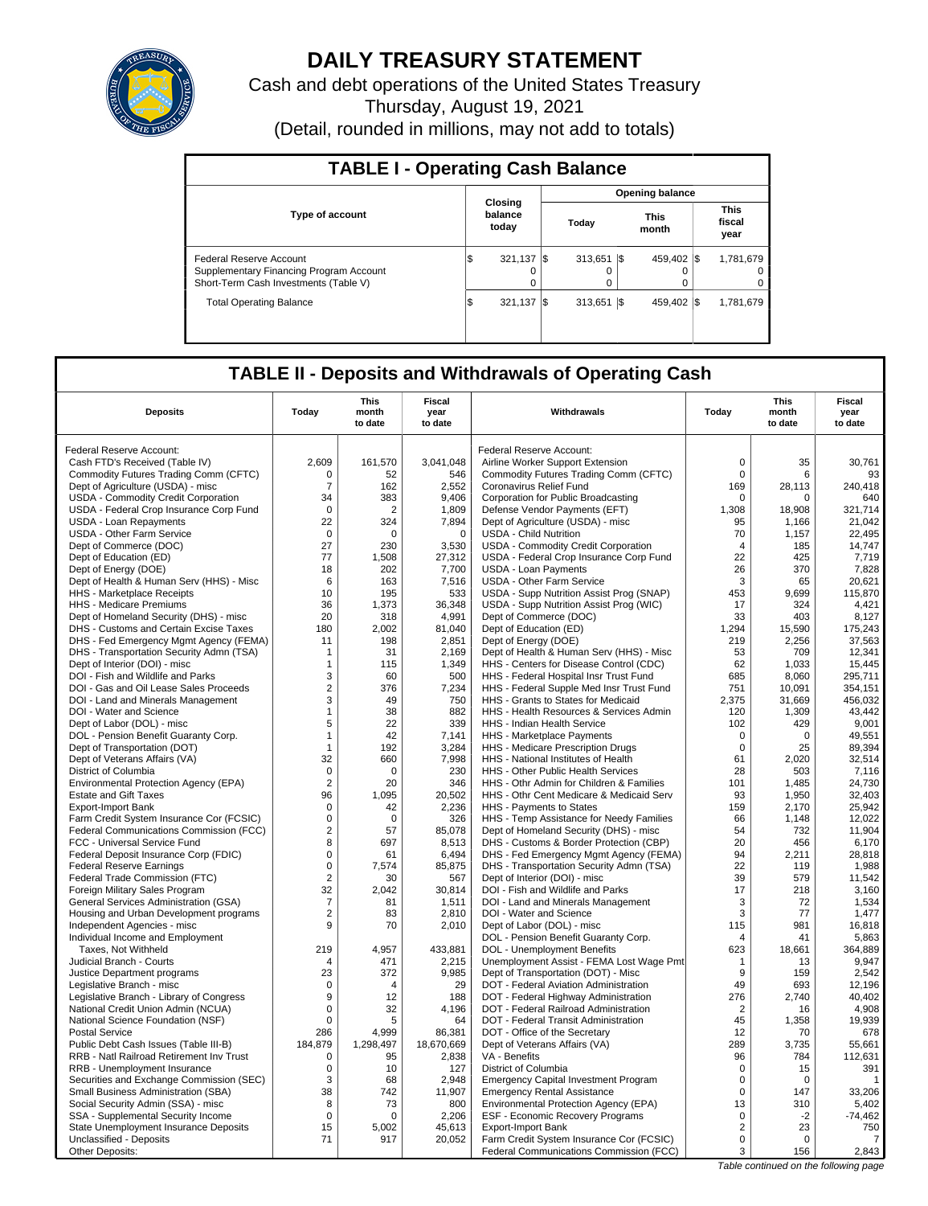# DAILY TREASURY STATEMENT

Cash and debt operations of the United States Treasury

Thursday, August 19, 2021

(Detail, rounded in millions, may not add to totals)

## TABLE I - Operating Cash Balance

| Type of account | Closing balance today | Opening balance Today | Opening balance This month | Opening balance This fiscal year |
|---|---|---|---|---|
| Federal Reserve Account | $ 321,137 | $ 313,651 | $ 459,402 | $ 1,781,679 |
| Supplementary Financing Program Account | 0 | 0 | 0 | 0 |
| Short-Term Cash Investments (Table V) | 0 | 0 | 0 | 0 |
| Total Operating Balance | $ 321,137 | $ 313,651 | $ 459,402 | $ 1,781,679 |

## TABLE II - Deposits and Withdrawals of Operating Cash

| Deposits | Today | This month to date | Fiscal year to date | Withdrawals | Today | This month to date | Fiscal year to date |
|---|---|---|---|---|---|---|---|
| Federal Reserve Account: | | | | Federal Reserve Account: | | | |
| Cash FTD's Received (Table IV) | 2,609 | 161,570 | 3,041,048 | Airline Worker Support Extension | 0 | 35 | 30,761 |
| Commodity Futures Trading Comm (CFTC) | 0 | 52 | 546 | Commodity Futures Trading Comm (CFTC) | 0 | 6 | 93 |
| Dept of Agriculture (USDA) - misc | 7 | 162 | 2,552 | Coronavirus Relief Fund | 169 | 28,113 | 240,418 |
| USDA - Commodity Credit Corporation | 34 | 383 | 9,406 | Corporation for Public Broadcasting | 0 | 0 | 640 |
| USDA - Federal Crop Insurance Corp Fund | 0 | 2 | 1,809 | Defense Vendor Payments (EFT) | 1,308 | 18,908 | 321,714 |
| USDA - Loan Repayments | 22 | 324 | 7,894 | Dept of Agriculture (USDA) - misc | 95 | 1,166 | 21,042 |
| USDA - Other Farm Service | 0 | 0 | 0 | USDA - Child Nutrition | 70 | 1,157 | 22,495 |
| Dept of Commerce (DOC) | 27 | 230 | 3,530 | USDA - Commodity Credit Corporation | 4 | 185 | 14,747 |
| Dept of Education (ED) | 77 | 1,508 | 27,312 | USDA - Federal Crop Insurance Corp Fund | 22 | 425 | 7,719 |
| Dept of Energy (DOE) | 18 | 202 | 7,700 | USDA - Loan Payments | 26 | 370 | 7,828 |
| Dept of Health & Human Serv (HHS) - Misc | 6 | 163 | 7,516 | USDA - Other Farm Service | 3 | 65 | 20,621 |
| HHS - Marketplace Receipts | 10 | 195 | 533 | USDA - Supp Nutrition Assist Prog (SNAP) | 453 | 9,699 | 115,870 |
| HHS - Medicare Premiums | 36 | 1,373 | 36,348 | USDA - Supp Nutrition Assist Prog (WIC) | 17 | 324 | 4,421 |
| Dept of Homeland Security (DHS) - misc | 20 | 318 | 4,991 | Dept of Commerce (DOC) | 33 | 403 | 8,127 |
| DHS - Customs and Certain Excise Taxes | 180 | 2,002 | 81,040 | Dept of Education (ED) | 1,294 | 15,590 | 175,243 |
| DHS - Fed Emergency Mgmt Agency (FEMA) | 11 | 198 | 2,851 | Dept of Energy (DOE) | 219 | 2,256 | 37,563 |
| DHS - Transportation Security Admn (TSA) | 1 | 31 | 2,169 | Dept of Health & Human Serv (HHS) - Misc | 53 | 709 | 12,341 |
| Dept of Interior (DOI) - misc | 1 | 115 | 1,349 | HHS - Centers for Disease Control (CDC) | 62 | 1,033 | 15,445 |
| DOI - Fish and Wildlife and Parks | 3 | 60 | 500 | HHS - Federal Hospital Insr Trust Fund | 685 | 8,060 | 295,711 |
| DOI - Gas and Oil Lease Sales Proceeds | 2 | 376 | 7,234 | HHS - Federal Supple Med Insr Trust Fund | 751 | 10,091 | 354,151 |
| DOI - Land and Minerals Management | 3 | 49 | 750 | HHS - Grants to States for Medicaid | 2,375 | 31,669 | 456,032 |
| DOI - Water and Science | 1 | 38 | 882 | HHS - Health Resources & Services Admin | 120 | 1,309 | 43,442 |
| Dept of Labor (DOL) - misc | 5 | 22 | 339 | HHS - Indian Health Service | 102 | 429 | 9,001 |
| DOL - Pension Benefit Guaranty Corp. | 1 | 42 | 7,141 | HHS - Marketplace Payments | 0 | 0 | 49,551 |
| Dept of Transportation (DOT) | 1 | 192 | 3,284 | HHS - Medicare Prescription Drugs | 0 | 25 | 89,394 |
| Dept of Veterans Affairs (VA) | 32 | 660 | 7,998 | HHS - National Institutes of Health | 61 | 2,020 | 32,514 |
| District of Columbia | 0 | 0 | 230 | HHS - Other Public Health Services | 28 | 503 | 7,116 |
| Environmental Protection Agency (EPA) | 2 | 20 | 346 | HHS - Othr Admin for Children & Families | 101 | 1,485 | 24,730 |
| Estate and Gift Taxes | 96 | 1,095 | 20,502 | HHS - Othr Cent Medicare & Medicaid Serv | 93 | 1,950 | 32,403 |
| Export-Import Bank | 0 | 42 | 2,236 | HHS - Payments to States | 159 | 2,170 | 25,942 |
| Farm Credit System Insurance Cor (FCSIC) | 0 | 0 | 326 | HHS - Temp Assistance for Needy Families | 66 | 1,148 | 12,022 |
| Federal Communications Commission (FCC) | 2 | 57 | 85,078 | Dept of Homeland Security (DHS) - misc | 54 | 732 | 11,904 |
| FCC - Universal Service Fund | 8 | 697 | 8,513 | DHS - Customs & Border Protection (CBP) | 20 | 456 | 6,170 |
| Federal Deposit Insurance Corp (FDIC) | 0 | 61 | 6,494 | DHS - Fed Emergency Mgmt Agency (FEMA) | 94 | 2,211 | 28,818 |
| Federal Reserve Earnings | 0 | 7,574 | 85,875 | DHS - Transportation Security Admn (TSA) | 22 | 119 | 1,988 |
| Federal Trade Commission (FTC) | 2 | 30 | 567 | Dept of Interior (DOI) - misc | 39 | 579 | 11,542 |
| Foreign Military Sales Program | 32 | 2,042 | 30,814 | DOI - Fish and Wildlife and Parks | 17 | 218 | 3,160 |
| General Services Administration (GSA) | 7 | 81 | 1,511 | DOI - Land and Minerals Management | 3 | 72 | 1,534 |
| Housing and Urban Development programs | 2 | 83 | 2,810 | DOI - Water and Science | 3 | 77 | 1,477 |
| Independent Agencies - misc | 9 | 70 | 2,010 | Dept of Labor (DOL) - misc | 115 | 981 | 16,818 |
| Individual Income and Employment | | | | DOL - Pension Benefit Guaranty Corp. | 4 | 41 | 5,863 |
| Taxes, Not Withheld | 219 | 4,957 | 433,881 | DOL - Unemployment Benefits | 623 | 18,661 | 364,889 |
| Judicial Branch - Courts | 4 | 471 | 2,215 | Unemployment Assist - FEMA Lost Wage Pmt | 1 | 13 | 9,947 |
| Justice Department programs | 23 | 372 | 9,985 | Dept of Transportation (DOT) - Misc | 9 | 159 | 2,542 |
| Legislative Branch - misc | 0 | 4 | 29 | DOT - Federal Aviation Administration | 49 | 693 | 12,196 |
| Legislative Branch - Library of Congress | 9 | 12 | 188 | DOT - Federal Highway Administration | 276 | 2,740 | 40,402 |
| National Credit Union Admin (NCUA) | 0 | 32 | 4,196 | DOT - Federal Railroad Administration | 2 | 16 | 4,908 |
| National Science Foundation (NSF) | 0 | 5 | 64 | DOT - Federal Transit Administration | 45 | 1,358 | 19,939 |
| Postal Service | 286 | 4,999 | 86,381 | DOT - Office of the Secretary | 12 | 70 | 678 |
| Public Debt Cash Issues (Table III-B) | 184,879 | 1,298,497 | 18,670,669 | Dept of Veterans Affairs (VA) | 289 | 3,735 | 55,661 |
| RRB - Natl Railroad Retirement Inv Trust | 0 | 95 | 2,838 | VA - Benefits | 96 | 784 | 112,631 |
| RRB - Unemployment Insurance | 0 | 10 | 127 | District of Columbia | 0 | 15 | 391 |
| Securities and Exchange Commission (SEC) | 3 | 68 | 2,948 | Emergency Capital Investment Program | 0 | 0 | 1 |
| Small Business Administration (SBA) | 38 | 742 | 11,907 | Emergency Rental Assistance | 0 | 147 | 33,206 |
| Social Security Admin (SSA) - misc | 8 | 73 | 800 | Environmental Protection Agency (EPA) | 13 | 310 | 5,402 |
| SSA - Supplemental Security Income | 0 | 0 | 2,206 | ESF - Economic Recovery Programs | 0 | -2 | -74,462 |
| State Unemployment Insurance Deposits | 15 | 5,002 | 45,613 | Export-Import Bank | 2 | 23 | 750 |
| Unclassified - Deposits | 71 | 917 | 20,052 | Farm Credit System Insurance Cor (FCSIC) | 0 | 0 | 7 |
| Other Deposits: | | | | Federal Communications Commission (FCC) | 3 | 156 | 2,843 |

*Table continued on the following page*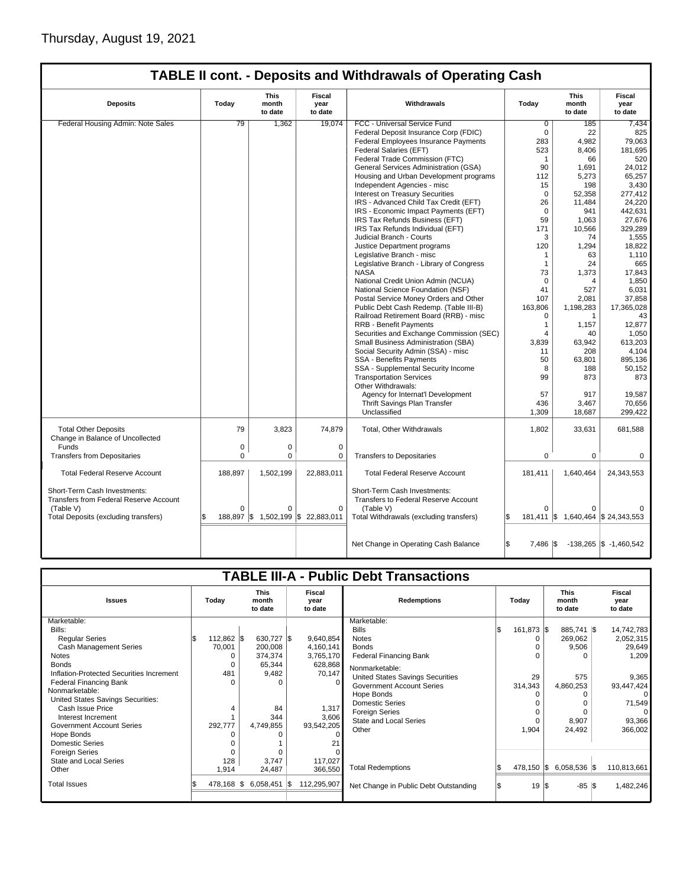Thursday, August 19, 2021

## TABLE II cont. - Deposits and Withdrawals of Operating Cash

| Deposits | Today | This month to date | Fiscal year to date | Withdrawals | Today | This month to date | Fiscal year to date |
|---|---|---|---|---|---|---|---|
| Federal Housing Admin: Note Sales | 79 | 1,362 | 19,074 | FCC - Universal Service Fund | 0 | 185 | 7,434 |
| | | | | Federal Deposit Insurance Corp (FDIC) | 0 | 22 | 825 |
| | | | | Federal Employees Insurance Payments | 283 | 4,982 | 79,063 |
| | | | | Federal Salaries (EFT) | 523 | 8,406 | 181,695 |
| | | | | Federal Trade Commission (FTC) | 1 | 66 | 520 |
| | | | | General Services Administration (GSA) | 90 | 1,691 | 24,012 |
| | | | | Housing and Urban Development programs | 112 | 5,273 | 65,257 |
| | | | | Independent Agencies - misc | 15 | 198 | 3,430 |
| | | | | Interest on Treasury Securities | 0 | 52,358 | 277,412 |
| | | | | IRS - Advanced Child Tax Credit (EFT) | 26 | 11,484 | 24,220 |
| | | | | IRS - Economic Impact Payments (EFT) | 0 | 941 | 442,631 |
| | | | | IRS Tax Refunds Business (EFT) | 59 | 1,063 | 27,676 |
| | | | | IRS Tax Refunds Individual (EFT) | 171 | 10,566 | 329,289 |
| | | | | Judicial Branch - Courts | 3 | 74 | 1,555 |
| | | | | Justice Department programs | 120 | 1,294 | 18,822 |
| | | | | Legislative Branch - misc | 1 | 63 | 1,110 |
| | | | | Legislative Branch - Library of Congress | 1 | 24 | 665 |
| | | | | NASA | 73 | 1,373 | 17,843 |
| | | | | National Credit Union Admin (NCUA) | 0 | 4 | 1,850 |
| | | | | National Science Foundation (NSF) | 41 | 527 | 6,031 |
| | | | | Postal Service Money Orders and Other | 107 | 2,081 | 37,858 |
| | | | | Public Debt Cash Redemp. (Table III-B) | 163,806 | 1,198,283 | 17,365,028 |
| | | | | Railroad Retirement Board (RRB) - misc | 0 | 1 | 43 |
| | | | | RRB - Benefit Payments | 1 | 1,157 | 12,877 |
| | | | | Securities and Exchange Commission (SEC) | 4 | 40 | 1,050 |
| | | | | Small Business Administration (SBA) | 3,839 | 63,942 | 613,203 |
| | | | | Social Security Admin (SSA) - misc | 11 | 208 | 4,104 |
| | | | | SSA - Benefits Payments | 50 | 63,801 | 895,136 |
| | | | | SSA - Supplemental Security Income | 8 | 188 | 50,152 |
| | | | | Transportation Services | 99 | 873 | 873 |
| | | | | Other Withdrawals: | | | |
| | | | | Agency for Internat'l Development | 57 | 917 | 19,587 |
| | | | | Thrift Savings Plan Transfer | 436 | 3,467 | 70,656 |
| | | | | Unclassified | 1,309 | 18,687 | 299,422 |
| Total Other Deposits | 79 | 3,823 | 74,879 | Total, Other Withdrawals | 1,802 | 33,631 | 681,588 |
| Change in Balance of Uncollected Funds | 0 | 0 | 0 | | | | |
| Transfers from Depositaries | 0 | 0 | 0 | Transfers to Depositaries | 0 | 0 | 0 |
| Total Federal Reserve Account | 188,897 | 1,502,199 | 22,883,011 | Total Federal Reserve Account | 181,411 | 1,640,464 | 24,343,553 |
| Short-Term Cash Investments: Transfers from Federal Reserve Account (Table V) | 0 | 0 | 0 | Short-Term Cash Investments: Transfers to Federal Reserve Account (Table V) | 0 | 0 | 0 |
| Total Deposits (excluding transfers) | $ 188,897 | $ 1,502,199 | $ 22,883,011 | Total Withdrawals (excluding transfers) | $ 181,411 | $ 1,640,464 | $ 24,343,553 |
| | | | | Net Change in Operating Cash Balance | $ 7,486 | $ -138,265 | $ -1,460,542 |

## TABLE III-A - Public Debt Transactions

| Issues | Today | This month to date | Fiscal year to date | Redemptions | Today | This month to date | Fiscal year to date |
|---|---|---|---|---|---|---|---|
| Marketable: | | | | Marketable: | | | |
| Bills: | | | | Bills | $ 161,873 | $ 885,741 | $ 14,742,783 |
| Regular Series | $ 112,862 | $ 630,727 | $ 9,640,854 | Notes | 0 | 269,062 | 2,052,315 |
| Cash Management Series | 70,001 | 200,008 | 4,160,141 | Bonds | 0 | 9,506 | 29,649 |
| Notes | 0 | 374,374 | 3,765,170 | Federal Financing Bank | 0 | 0 | 1,209 |
| Bonds | 0 | 65,344 | 628,868 | Nonmarketable: | | | |
| Inflation-Protected Securities Increment | 481 | 9,482 | 70,147 | United States Savings Securities | 29 | 575 | 9,365 |
| Federal Financing Bank | 0 | 0 | 0 | Government Account Series | 314,343 | 4,860,253 | 93,447,424 |
| Nonmarketable: | | | | Hope Bonds | 0 | 0 | 0 |
| United States Savings Securities: | | | | Domestic Series | 0 | 0 | 71,549 |
| Cash Issue Price | 4 | 84 | 1,317 | Foreign Series | 0 | 0 | 0 |
| Interest Increment | 1 | 344 | 3,606 | State and Local Series | 0 | 8,907 | 93,366 |
| Government Account Series | 292,777 | 4,749,855 | 93,542,205 | Other | 1,904 | 24,492 | 366,002 |
| Hope Bonds | 0 | 0 | 0 | | | | |
| Domestic Series | 0 | 1 | 21 | | | | |
| Foreign Series | 0 | 0 | 0 | | | | |
| State and Local Series | 128 | 3,747 | 117,027 | | | | |
| Other | 1,914 | 24,487 | 366,550 | Total Redemptions | $ 478,150 | $ 6,058,536 | $ 110,813,661 |
| Total Issues | $ 478,168 | $ 6,058,451 | $ 112,295,907 | Net Change in Public Debt Outstanding | $ 19 | $ -85 | $ 1,482,246 |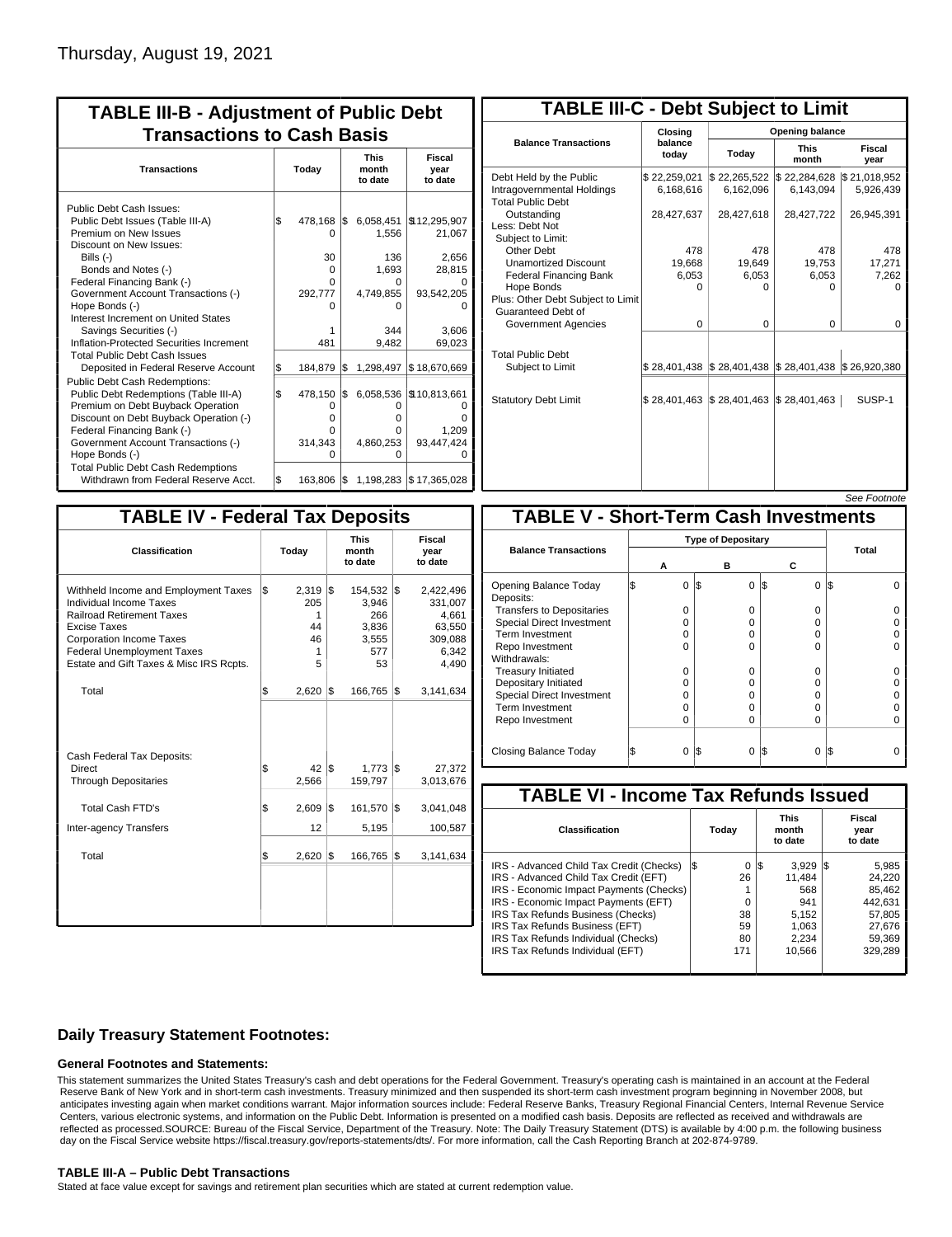Thursday, August 19, 2021

## TABLE III-B - Adjustment of Public Debt Transactions to Cash Basis

| Transactions | Today | This month to date | Fiscal year to date |
|---|---|---|---|
| Public Debt Cash Issues: | | | |
| Public Debt Issues (Table III-A) | $ 478,168 | $ 6,058,451 | $12,295,907 |
| Premium on New Issues | 0 | 1,556 | 21,067 |
| Discount on New Issues: | | | |
| Bills (-) | 30 | 136 | 2,656 |
| Bonds and Notes (-) | 0 | 1,693 | 28,815 |
| Federal Financing Bank (-) | 0 | 0 | 0 |
| Government Account Transactions (-) | 292,777 | 4,749,855 | 93,542,205 |
| Hope Bonds (-) | 0 | 0 | 0 |
| Interest Increment on United States Savings Securities (-) | 1 | 344 | 3,606 |
| Inflation-Protected Securities Increment | 481 | 9,482 | 69,023 |
| Total Public Debt Cash Issues Deposited in Federal Reserve Account | $ 184,879 | $ 1,298,497 | $ 18,670,669 |
| Public Debt Cash Redemptions: | | | |
| Public Debt Redemptions (Table III-A) | $ 478,150 | $ 6,058,536 | $10,813,661 |
| Premium on Debt Buyback Operation | 0 | 0 | 0 |
| Discount on Debt Buyback Operation (-) | 0 | 0 | 0 |
| Federal Financing Bank (-) | 0 | 0 | 1,209 |
| Government Account Transactions (-) | 314,343 | 4,860,253 | 93,447,424 |
| Hope Bonds (-) | 0 | 0 | 0 |
| Total Public Debt Cash Redemptions Withdrawn from Federal Reserve Acct. | $ 163,806 | $ 1,198,283 | $ 17,365,028 |

## TABLE III-C - Debt Subject to Limit

| Balance Transactions | Closing balance today | Opening balance Today | Opening balance This month | Opening balance Fiscal year |
|---|---|---|---|---|
| Debt Held by the Public | $ 22,259,021 | $ 22,265,522 | $ 22,284,628 | $ 21,018,952 |
| Intragovernmental Holdings | 6,168,616 | 6,162,096 | 6,143,094 | 5,926,439 |
| Total Public Debt Outstanding | 28,427,637 | 28,427,618 | 28,427,722 | 26,945,391 |
| Less: Debt Not Subject to Limit: | | | | |
| Other Debt | 478 | 478 | 478 | 478 |
| Unamortized Discount | 19,668 | 19,649 | 19,753 | 17,271 |
| Federal Financing Bank | 6,053 | 6,053 | 6,053 | 7,262 |
| Hope Bonds | 0 | 0 | 0 | 0 |
| Plus: Other Debt Subject to Limit Guaranteed Debt of Government Agencies | 0 | 0 | 0 | 0 |
| Total Public Debt Subject to Limit | $ 28,401,438 | $ 28,401,438 | $ 28,401,438 | $ 26,920,380 |
| Statutory Debt Limit | $ 28,401,463 | $ 28,401,463 | $ 28,401,463 | SUSP-1 |

See Footnote

## TABLE IV - Federal Tax Deposits

| Classification | Today | This month to date | Fiscal year to date |
|---|---|---|---|
| Withheld Income and Employment Taxes | $ 2,319 | $ 154,532 | $ 2,422,496 |
| Individual Income Taxes | 205 | 3,946 | 331,007 |
| Railroad Retirement Taxes | 1 | 266 | 4,661 |
| Excise Taxes | 44 | 3,836 | 63,550 |
| Corporation Income Taxes | 46 | 3,555 | 309,088 |
| Federal Unemployment Taxes | 1 | 577 | 6,342 |
| Estate and Gift Taxes & Misc IRS Rcpts. | 5 | 53 | 4,490 |
| Total | $ 2,620 | $ 166,765 | $ 3,141,634 |
| Cash Federal Tax Deposits: | | | |
| Direct | $ 42 | $ 1,773 | $ 27,372 |
| Through Depositaries | 2,566 | 159,797 | 3,013,676 |
| Total Cash FTD's | $ 2,609 | $ 161,570 | $ 3,041,048 |
| Inter-agency Transfers | 12 | 5,195 | 100,587 |
| Total | $ 2,620 | $ 166,765 | $ 3,141,634 |

## TABLE V - Short-Term Cash Investments

| Balance Transactions | Type of Depositary A | B | C | Total |
|---|---|---|---|---|
| Opening Balance Today | $ 0 | $ 0 | $ 0 | $ 0 |
| Deposits: | | | | |
| Transfers to Depositaries | 0 | 0 | 0 | 0 |
| Special Direct Investment | 0 | 0 | 0 | 0 |
| Term Investment | 0 | 0 | 0 | 0 |
| Repo Investment | 0 | 0 | 0 | 0 |
| Withdrawals: | | | | |
| Treasury Initiated | 0 | 0 | 0 | 0 |
| Depositary Initiated | 0 | 0 | 0 | 0 |
| Special Direct Investment | 0 | 0 | 0 | 0 |
| Term Investment | 0 | 0 | 0 | 0 |
| Repo Investment | 0 | 0 | 0 | 0 |
| Closing Balance Today | $ 0 | $ 0 | $ 0 | $ 0 |

## TABLE VI - Income Tax Refunds Issued

| Classification | Today | This month to date | Fiscal year to date |
|---|---|---|---|
| IRS - Advanced Child Tax Credit (Checks) | $ 0 | $ 3,929 | $ 5,985 |
| IRS - Advanced Child Tax Credit (EFT) | 26 | 11,484 | 24,220 |
| IRS - Economic Impact Payments (Checks) | 1 | 568 | 85,462 |
| IRS - Economic Impact Payments (EFT) | 0 | 941 | 442,631 |
| IRS Tax Refunds Business (Checks) | 38 | 5,152 | 57,805 |
| IRS Tax Refunds Business (EFT) | 59 | 1,063 | 27,676 |
| IRS Tax Refunds Individual (Checks) | 80 | 2,234 | 59,369 |
| IRS Tax Refunds Individual (EFT) | 171 | 10,566 | 329,289 |

## Daily Treasury Statement Footnotes:

### General Footnotes and Statements:

This statement summarizes the United States Treasury's cash and debt operations for the Federal Government. Treasury's operating cash is maintained in an account at the Federal Reserve Bank of New York and in short-term cash investments. Treasury minimized and then suspended its short-term cash investment program beginning in November 2008, but anticipates investing again when market conditions warrant. Major information sources include: Federal Reserve Banks, Treasury Regional Financial Centers, Internal Revenue Service Centers, various electronic systems, and information on the Public Debt. Information is presented on a modified cash basis. Deposits are reflected as received and withdrawals are reflected as processed.SOURCE: Bureau of the Fiscal Service, Department of the Treasury. Note: The Daily Treasury Statement (DTS) is available by 4:00 p.m. the following business day on the Fiscal Service website https://fiscal.treasury.gov/reports-statements/dts/. For more information, call the Cash Reporting Branch at 202-874-9789.

### TABLE III-A – Public Debt Transactions

Stated at face value except for savings and retirement plan securities which are stated at current redemption value.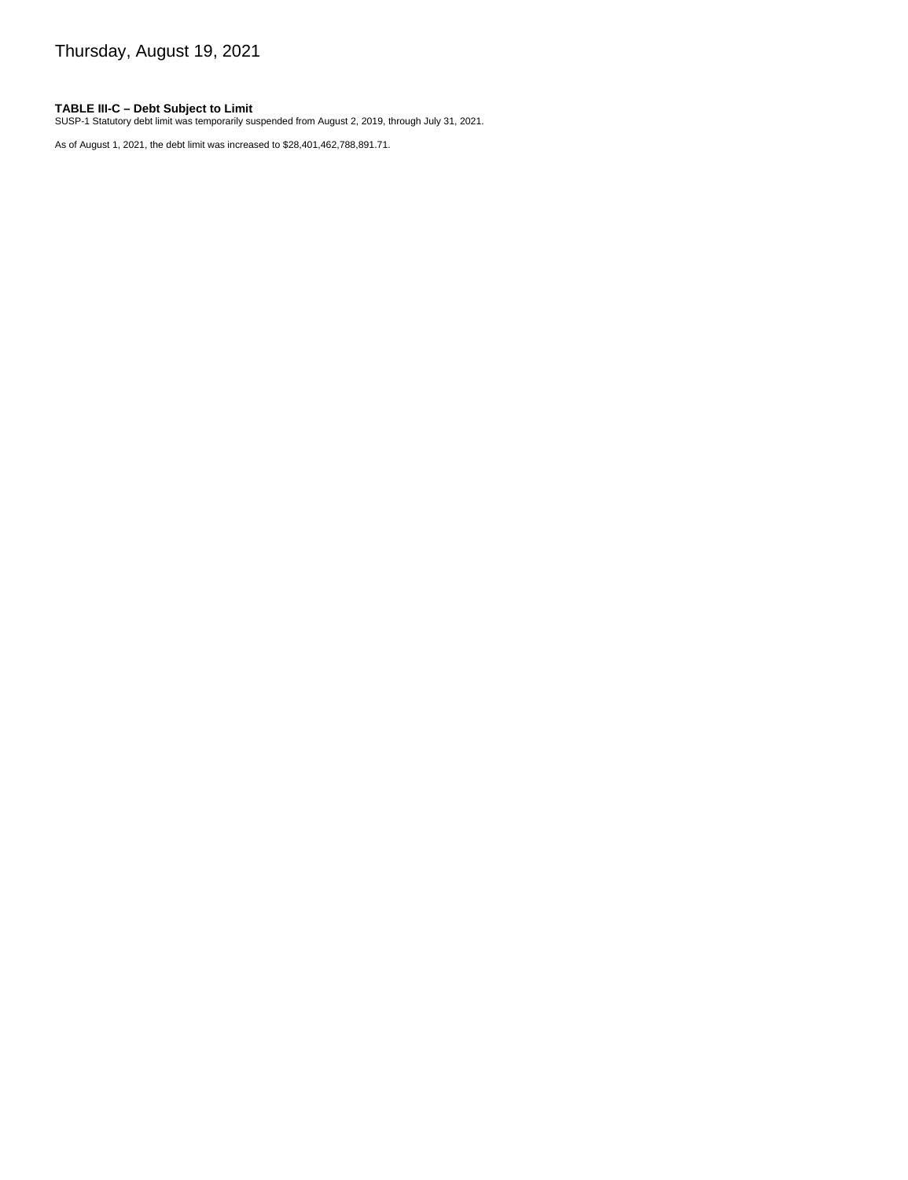Thursday, August 19, 2021

**TABLE III-C – Debt Subject to Limit**

SUSP-1 Statutory debt limit was temporarily suspended from August 2, 2019, through July 31, 2021.

As of August 1, 2021, the debt limit was increased to $28,401,462,788,891.71.